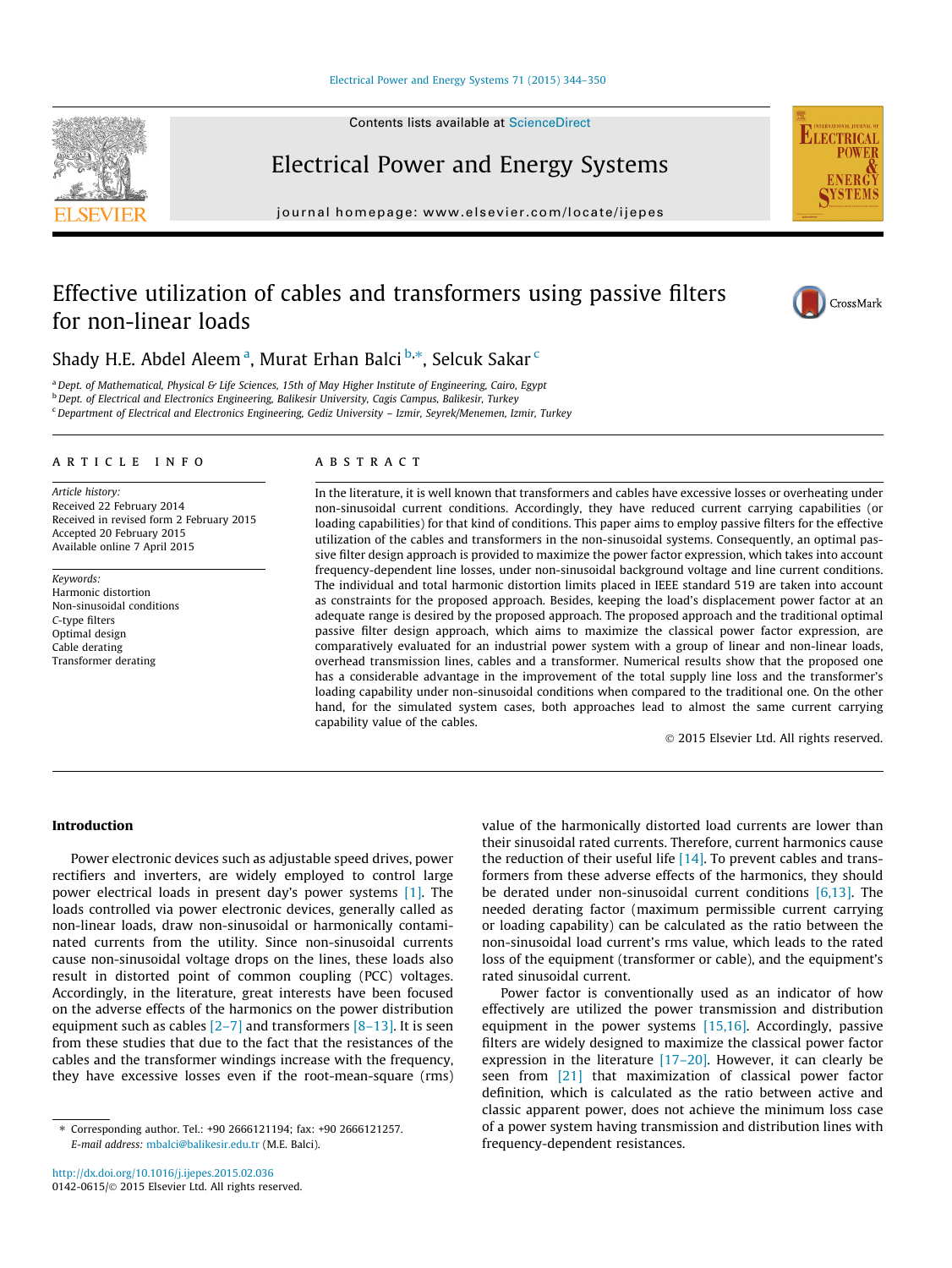# Effective utilization of cables and transformers using passive filters for non-linear loads

Shady H.E. Abdel Aleem [a], Murat Erhan Balci [b,*], Selcuk Sakar [c]

[a] Dept. of Mathematical, Physical & Life Sciences, 15th of May Higher Institute of Engineering, Cairo, Egypt
[b] Dept. of Electrical and Electronics Engineering, Balikesir University, Cagis Campus, Balikesir, Turkey
[c] Department of Electrical and Electronics Engineering, Gediz University – Izmir, Seyrek/Menemen, Izmir, Turkey

## ARTICLE INFO

*Article history:*
Received 22 February 2014
Received in revised form 2 February 2015
Accepted 20 February 2015
Available online 7 April 2015

*Keywords:*
Harmonic distortion
Non-sinusoidal conditions
C-type filters
Optimal design
Cable derating
Transformer derating

## ABSTRACT

In the literature, it is well known that transformers and cables have excessive losses or overheating under non-sinusoidal current conditions. Accordingly, they have reduced current carrying capabilities (or loading capabilities) for that kind of conditions. This paper aims to employ passive filters for the effective utilization of the cables and transformers in the non-sinusoidal systems. Consequently, an optimal passive filter design approach is provided to maximize the power factor expression, which takes into account frequency-dependent line losses, under non-sinusoidal background voltage and line current conditions. The individual and total harmonic distortion limits placed in IEEE standard 519 are taken into account as constraints for the proposed approach. Besides, keeping the load's displacement power factor at an adequate range is desired by the proposed approach. The proposed approach and the traditional optimal passive filter design approach, which aims to maximize the classical power factor expression, are comparatively evaluated for an industrial power system with a group of linear and non-linear loads, overhead transmission lines, cables and a transformer. Numerical results show that the proposed one has a considerable advantage in the improvement of the total supply line loss and the transformer's loading capability under non-sinusoidal conditions when compared to the traditional one. On the other hand, for the simulated system cases, both approaches lead to almost the same current carrying capability value of the cables.

© 2015 Elsevier Ltd. All rights reserved.

## Introduction

Power electronic devices such as adjustable speed drives, power rectifiers and inverters, are widely employed to control large power electrical loads in present day's power systems [1]. The loads controlled via power electronic devices, generally called as non-linear loads, draw non-sinusoidal or harmonically contaminated currents from the utility. Since non-sinusoidal currents cause non-sinusoidal voltage drops on the lines, these loads also result in distorted point of common coupling (PCC) voltages. Accordingly, in the literature, great interests have been focused on the adverse effects of the harmonics on the power distribution equipment such as cables [2–7] and transformers [8–13]. It is seen from these studies that due to the fact that the resistances of the cables and the transformer windings increase with the frequency, they have excessive losses even if the root-mean-square (rms) value of the harmonically distorted load currents are lower than their sinusoidal rated currents. Therefore, current harmonics cause the reduction of their useful life [14]. To prevent cables and transformers from these adverse effects of the harmonics, they should be derated under non-sinusoidal current conditions [6,13]. The needed derating factor (maximum permissible current carrying or loading capability) can be calculated as the ratio between the non-sinusoidal load current's rms value, which leads to the rated loss of the equipment (transformer or cable), and the equipment's rated sinusoidal current.

Power factor is conventionally used as an indicator of how effectively are utilized the power transmission and distribution equipment in the power systems [15,16]. Accordingly, passive filters are widely designed to maximize the classical power factor expression in the literature [17–20]. However, it can clearly be seen from [21] that maximization of classical power factor definition, which is calculated as the ratio between active and classic apparent power, does not achieve the minimum loss case of a power system having transmission and distribution lines with frequency-dependent resistances.

* Corresponding author. Tel.: +90 2666121194; fax: +90 2666121257.
E-mail address: mbalci@balikesir.edu.tr (M.E. Balci).

http://dx.doi.org/10.1016/j.ijepes.2015.02.036
0142-0615/© 2015 Elsevier Ltd. All rights reserved.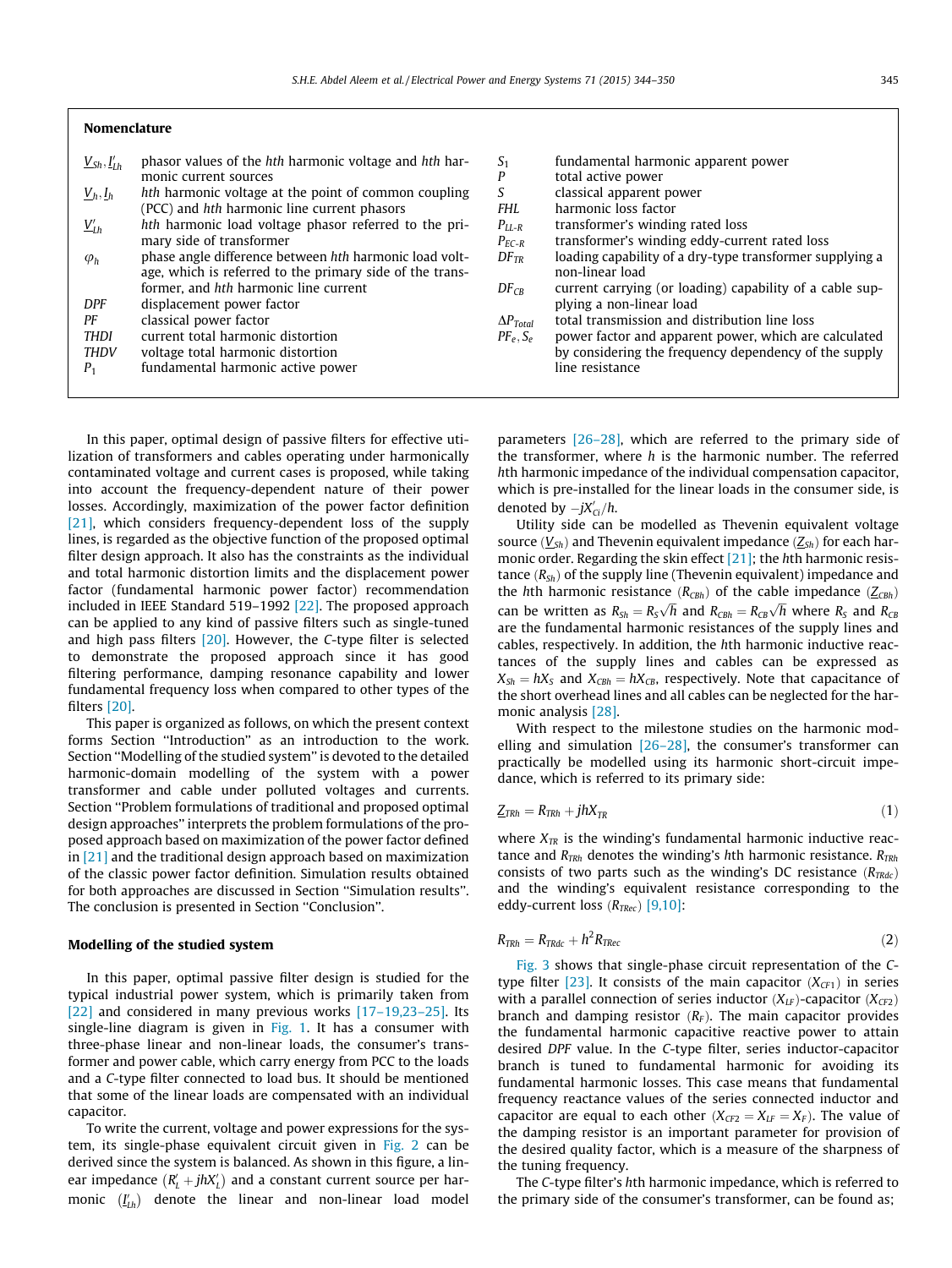## Nomenclature

| | | | |
|---|---|---|---|
| $\underline{V}_{Sh}, \underline{I}'_{Lh}$ | phasor values of the *hth* harmonic voltage and *hth* harmonic current sources | $S_1$ | fundamental harmonic apparent power |
| $\underline{V}_h, \underline{I}_h$ | *hth* harmonic voltage at the point of common coupling (PCC) and *hth* harmonic line current phasors | $P$ | total active power |
| $\underline{V}'_{Lh}$ | *hth* harmonic load voltage phasor referred to the primary side of transformer | $S$ | classical apparent power |
| $\varphi_h$ | phase angle difference between *hth* harmonic load voltage, which is referred to the primary side of the transformer, and *hth* harmonic line current | $FHL$ | harmonic loss factor |
| $DPF$ | displacement power factor | $P_{LL-R}$ | transformer's winding rated loss |
| $PF$ | classical power factor | $P_{EC-R}$ | transformer's winding eddy-current rated loss |
| $THDI$ | current total harmonic distortion | $DF_{TR}$ | loading capability of a dry-type transformer supplying a non-linear load |
| $THDV$ | voltage total harmonic distortion | $DF_{CB}$ | current carrying (or loading) capability of a cable supplying a non-linear load |
| $P_1$ | fundamental harmonic active power | $\Delta P_{Total}$ | total transmission and distribution line loss |
| | | $PF_e, S_e$ | power factor and apparent power, which are calculated by considering the frequency dependency of the supply line resistance |

In this paper, optimal design of passive filters for effective utilization of transformers and cables operating under harmonically contaminated voltage and current cases is proposed, while taking into account the frequency-dependent nature of their power losses. Accordingly, maximization of the power factor definition [21], which considers frequency-dependent loss of the supply lines, is regarded as the objective function of the proposed optimal filter design approach. It also has the constraints as the individual and total harmonic distortion limits and the displacement power factor (fundamental harmonic power factor) recommendation included in IEEE Standard 519–1992 [22]. The proposed approach can be applied to any kind of passive filters such as single-tuned and high pass filters [20]. However, the *C*-type filter is selected to demonstrate the proposed approach since it has good filtering performance, damping resonance capability and lower fundamental frequency loss when compared to other types of the filters [20].

This paper is organized as follows, on which the present context forms Section ''Introduction'' as an introduction to the work. Section ''Modelling of the studied system'' is devoted to the detailed harmonic-domain modelling of the system with a power transformer and cable under polluted voltages and currents. Section ''Problem formulations of traditional and proposed optimal design approaches'' interprets the problem formulations of the proposed approach based on maximization of the power factor defined in [21] and the traditional design approach based on maximization of the classic power factor definition. Simulation results obtained for both approaches are discussed in Section ''Simulation results''. The conclusion is presented in Section ''Conclusion''.

## Modelling of the studied system

In this paper, optimal passive filter design is studied for the typical industrial power system, which is primarily taken from [22] and considered in many previous works [17–19,23–25]. Its single-line diagram is given in Fig. 1. It has a consumer with three-phase linear and non-linear loads, the consumer's transformer and power cable, which carry energy from PCC to the loads and a *C*-type filter connected to load bus. It should be mentioned that some of the linear loads are compensated with an individual capacitor.

To write the current, voltage and power expressions for the system, its single-phase equivalent circuit given in Fig. 2 can be derived since the system is balanced. As shown in this figure, a linear impedance $(R'_L + jhX'_L)$ and a constant current source per harmonic $(\underline{I}'_{Lh})$ denote the linear and non-linear load model parameters [26–28], which are referred to the primary side of the transformer, where $h$ is the harmonic number. The referred $h$th harmonic impedance of the individual compensation capacitor, which is pre-installed for the linear loads in the consumer side, is denoted by $-jX'_{Ci}/h$.

Utility side can be modelled as Thevenin equivalent voltage source $(\underline{V}_{Sh})$ and Thevenin equivalent impedance $(\underline{Z}_{Sh})$ for each harmonic order. Regarding the skin effect [21]; the $h$th harmonic resistance $(R_{Sh})$ of the supply line (Thevenin equivalent) impedance and the $h$th harmonic resistance $(R_{CBh})$ of the cable impedance $(\underline{Z}_{CBh})$ can be written as $R_{Sh} = R_S\sqrt{h}$ and $R_{CBh} = R_{CB}\sqrt{h}$ where $R_S$ and $R_{CB}$ are the fundamental harmonic resistances of the supply lines and cables, respectively. In addition, the $h$th harmonic inductive reactances of the supply lines and cables can be expressed as $X_{Sh} = hX_S$ and $X_{CBh} = hX_{CB}$, respectively. Note that capacitance of the short overhead lines and all cables can be neglected for the harmonic analysis [28].

With respect to the milestone studies on the harmonic modelling and simulation [26–28], the consumer's transformer can practically be modelled using its harmonic short-circuit impedance, which is referred to its primary side:

$$\underline{Z}_{TRh} = R_{TRh} + jhX_{TR} \tag{1}$$

where $X_{TR}$ is the winding's fundamental harmonic inductive reactance and $R_{TRh}$ denotes the winding's $h$th harmonic resistance. $R_{TRh}$ consists of two parts such as the winding's DC resistance $(R_{TRdc})$ and the winding's equivalent resistance corresponding to the eddy-current loss $(R_{TRec})$ [9,10]:

$$R_{TRh} = R_{TRdc} + h^2 R_{TRec} \tag{2}$$

Fig. 3 shows that single-phase circuit representation of the *C*-type filter [23]. It consists of the main capacitor $(X_{CF1})$ in series with a parallel connection of series inductor $(X_{LF})$-capacitor $(X_{CF2})$ branch and damping resistor $(R_F)$. The main capacitor provides the fundamental harmonic capacitive reactive power to attain desired $DPF$ value. In the *C*-type filter, series inductor-capacitor branch is tuned to fundamental harmonic for avoiding its fundamental harmonic losses. This case means that fundamental frequency reactance values of the series connected inductor and capacitor are equal to each other $(X_{CF2} = X_{LF} = X_F)$. The value of the damping resistor is an important parameter for provision of the desired quality factor, which is a measure of the sharpness of the tuning frequency.

The *C*-type filter's $h$th harmonic impedance, which is referred to the primary side of the consumer's transformer, can be found as;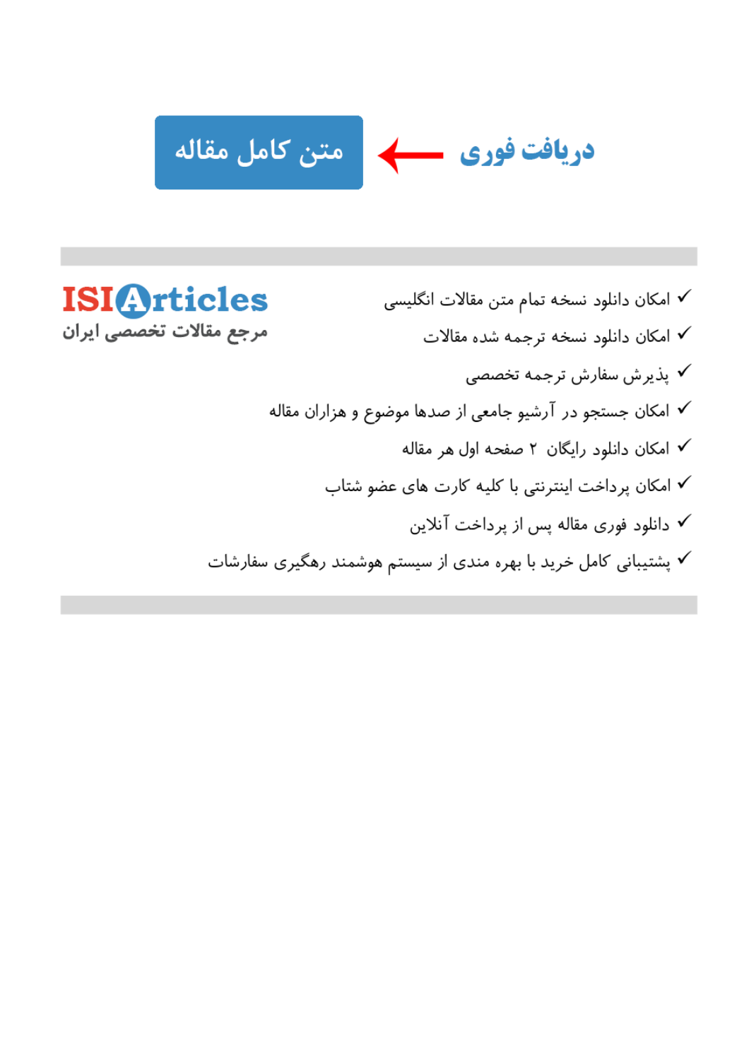دریافت فوری ← متن کامل مقاله

**ISIArticles**
مرجع مقالات تخصصی ایران

- ✓ امکان دانلود نسخه تمام متن مقالات انگلیسی
- ✓ امکان دانلود نسخه ترجمه شده مقالات
- ✓ پذیرش سفارش ترجمه تخصصی
- ✓ امکان جستجو در آرشیو جامعی از صدها موضوع و هزاران مقاله
- ✓ امکان دانلود رایگان ۲ صفحه اول هر مقاله
- ✓ امکان پرداخت اینترنتی با کلیه کارت های عضو شتاب
- ✓ دانلود فوری مقاله پس از پرداخت آنلاین
- ✓ پشتیبانی کامل خرید با بهره مندی از سیستم هوشمند رهگیری سفارشات